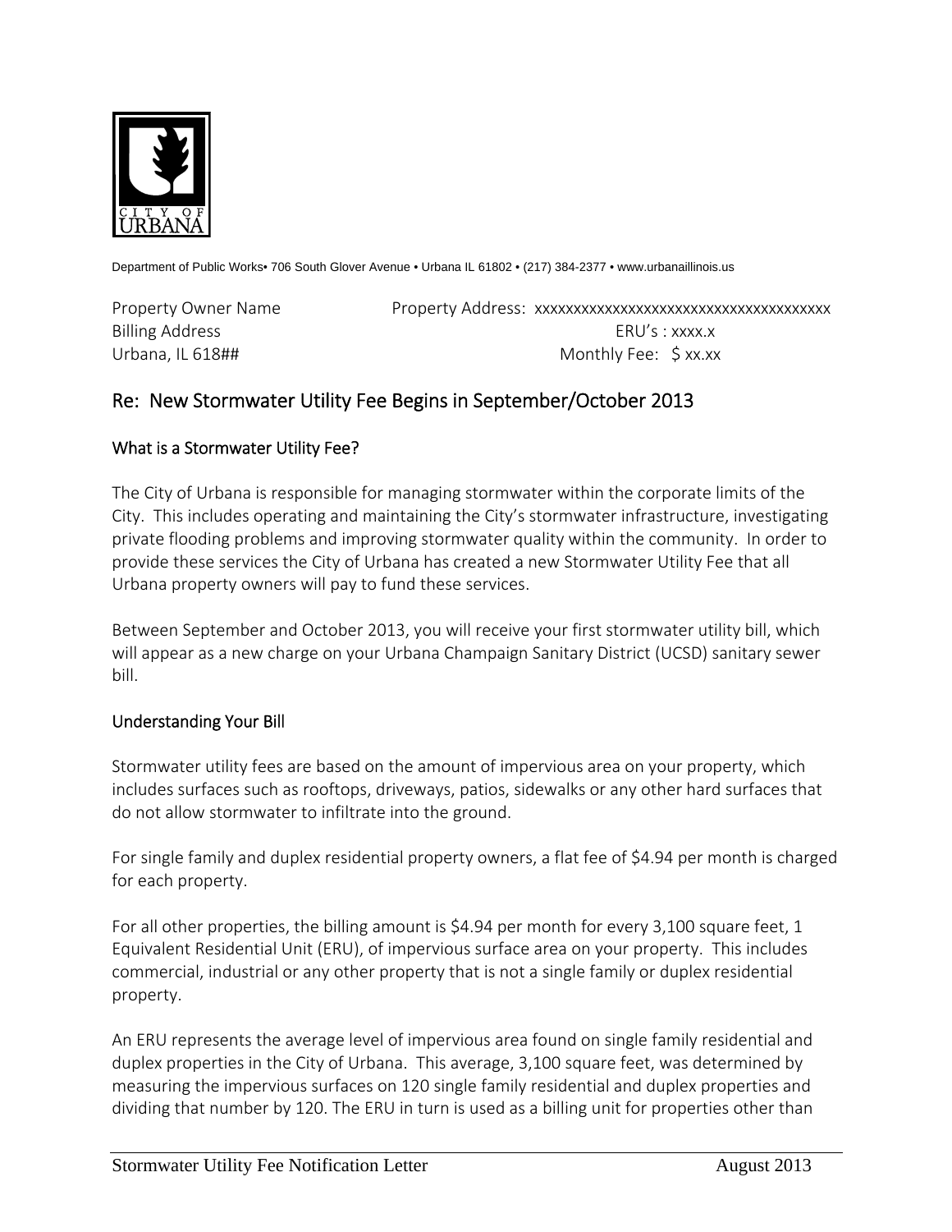CITY OF URBANA

Department of Public Works• 706 South Glover Avenue • Urbana IL 61802 • (217) 384-2377 • www.urbanaillinois.us

Property Owner Name
Billing Address
Urbana, IL 618##

Property Address: xxxxxxxxxxxxxxxxxxxxxxxxxxxxxxxxxxxxxx
ERU's : xxxx.x
Monthly Fee: $ xx.xx

## Re: New Stormwater Utility Fee Begins in September/October 2013

### What is a Stormwater Utility Fee?

The City of Urbana is responsible for managing stormwater within the corporate limits of the City. This includes operating and maintaining the City's stormwater infrastructure, investigating private flooding problems and improving stormwater quality within the community. In order to provide these services the City of Urbana has created a new Stormwater Utility Fee that all Urbana property owners will pay to fund these services.

Between September and October 2013, you will receive your first stormwater utility bill, which will appear as a new charge on your Urbana Champaign Sanitary District (UCSD) sanitary sewer bill.

### Understanding Your Bill

Stormwater utility fees are based on the amount of impervious area on your property, which includes surfaces such as rooftops, driveways, patios, sidewalks or any other hard surfaces that do not allow stormwater to infiltrate into the ground.

For single family and duplex residential property owners, a flat fee of $4.94 per month is charged for each property.

For all other properties, the billing amount is $4.94 per month for every 3,100 square feet, 1 Equivalent Residential Unit (ERU), of impervious surface area on your property. This includes commercial, industrial or any other property that is not a single family or duplex residential property.

An ERU represents the average level of impervious area found on single family residential and duplex properties in the City of Urbana. This average, 3,100 square feet, was determined by measuring the impervious surfaces on 120 single family residential and duplex properties and dividing that number by 120. The ERU in turn is used as a billing unit for properties other than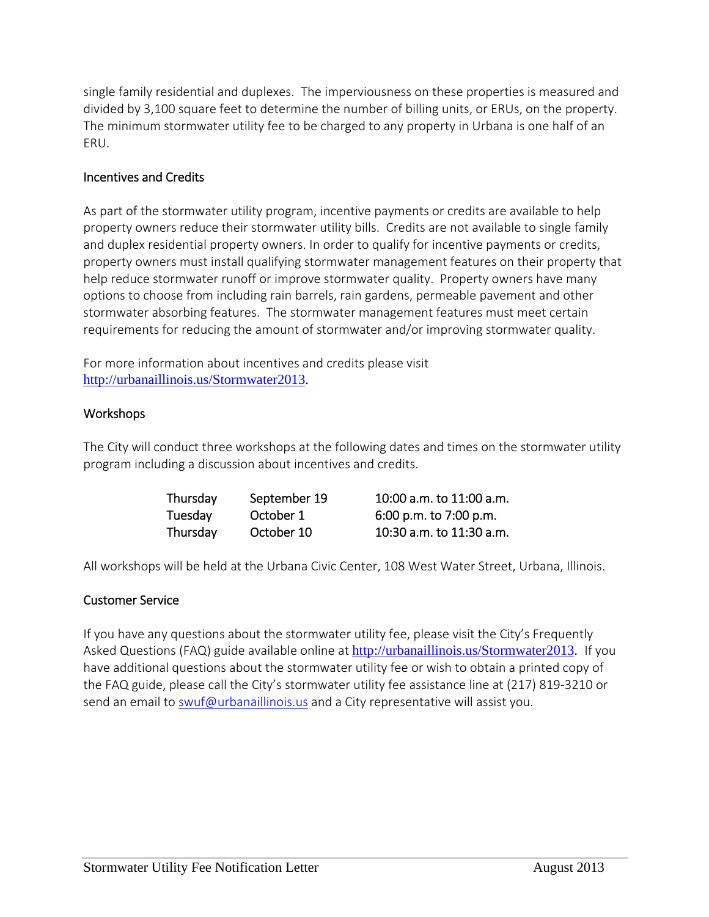single family residential and duplexes. The imperviousness on these properties is measured and divided by 3,100 square feet to determine the number of billing units, or ERUs, on the property. The minimum stormwater utility fee to be charged to any property in Urbana is one half of an ERU.

## Incentives and Credits

As part of the stormwater utility program, incentive payments or credits are available to help property owners reduce their stormwater utility bills. Credits are not available to single family and duplex residential property owners. In order to qualify for incentive payments or credits, property owners must install qualifying stormwater management features on their property that help reduce stormwater runoff or improve stormwater quality. Property owners have many options to choose from including rain barrels, rain gardens, permeable pavement and other stormwater absorbing features. The stormwater management features must meet certain requirements for reducing the amount of stormwater and/or improving stormwater quality.

For more information about incentives and credits please visit http://urbanaillinois.us/Stormwater2013.

## Workshops

The City will conduct three workshops at the following dates and times on the stormwater utility program including a discussion about incentives and credits.

| | | |
|---|---|---|
| Thursday | September 19 | 10:00 a.m. to 11:00 a.m. |
| Tuesday | October 1 | 6:00 p.m. to 7:00 p.m. |
| Thursday | October 10 | 10:30 a.m. to 11:30 a.m. |

All workshops will be held at the Urbana Civic Center, 108 West Water Street, Urbana, Illinois.

## Customer Service

If you have any questions about the stormwater utility fee, please visit the City's Frequently Asked Questions (FAQ) guide available online at http://urbanaillinois.us/Stormwater2013. If you have additional questions about the stormwater utility fee or wish to obtain a printed copy of the FAQ guide, please call the City's stormwater utility fee assistance line at (217) 819-3210 or send an email to swuf@urbanaillinois.us and a City representative will assist you.